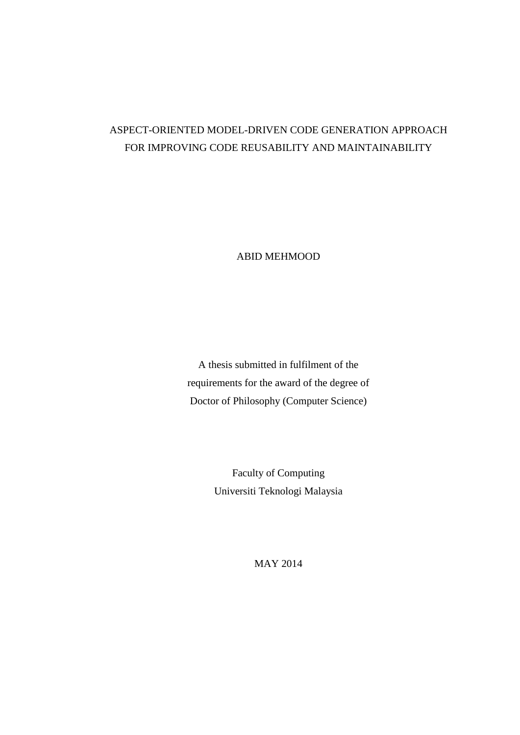# ASPECT-ORIENTED MODEL-DRIVEN CODE GENERATION APPROACH FOR IMPROVING CODE REUSABILITY AND MAINTAINABILITY

ABID MEHMOOD

A thesis submitted in fulfilment of the
requirements for the award of the degree of
Doctor of Philosophy (Computer Science)

Faculty of Computing
Universiti Teknologi Malaysia

MAY 2014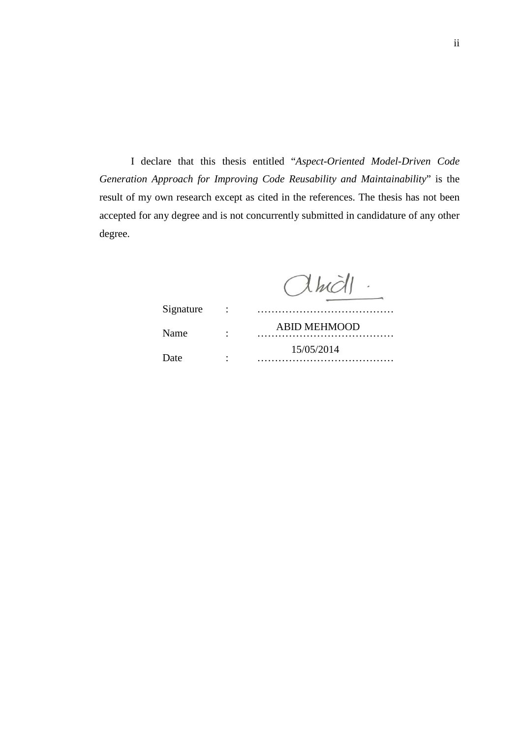I declare that this thesis entitled "*Aspect-Oriented Model-Driven Code Generation Approach for Improving Code Reusability and Maintainability*" is the result of my own research except as cited in the references. The thesis has not been accepted for any degree and is not concurrently submitted in candidature of any other degree.

| | | |
|---|---|---|
| Signature | : | ………………………………… |
| Name | : | ABID MEHMOOD |
| Date | : | 15/05/2014 |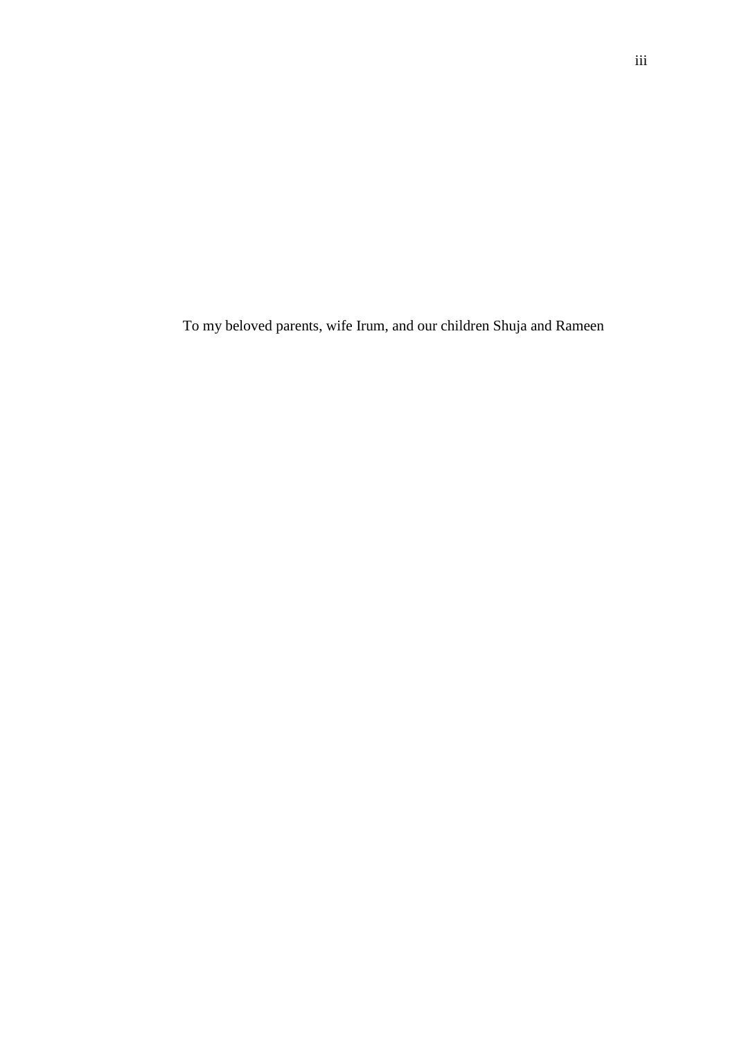To my beloved parents, wife Irum, and our children Shuja and Rameen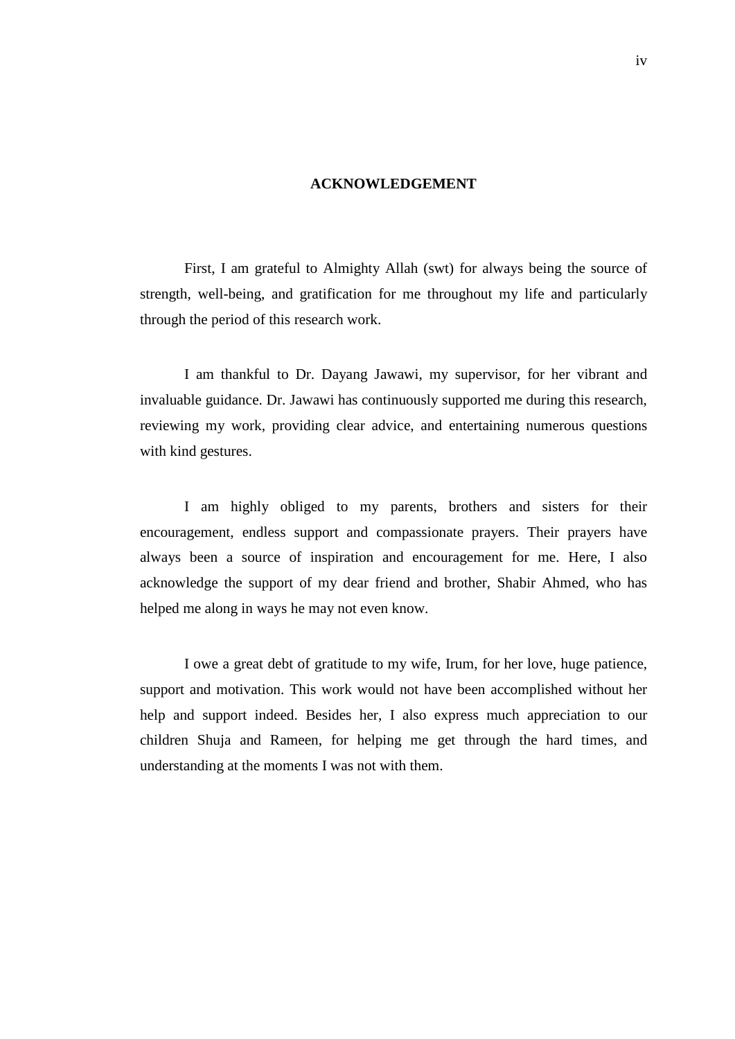# ACKNOWLEDGEMENT

First, I am grateful to Almighty Allah (swt) for always being the source of strength, well-being, and gratification for me throughout my life and particularly through the period of this research work.

I am thankful to Dr. Dayang Jawawi, my supervisor, for her vibrant and invaluable guidance. Dr. Jawawi has continuously supported me during this research, reviewing my work, providing clear advice, and entertaining numerous questions with kind gestures.

I am highly obliged to my parents, brothers and sisters for their encouragement, endless support and compassionate prayers. Their prayers have always been a source of inspiration and encouragement for me. Here, I also acknowledge the support of my dear friend and brother, Shabir Ahmed, who has helped me along in ways he may not even know.

I owe a great debt of gratitude to my wife, Irum, for her love, huge patience, support and motivation. This work would not have been accomplished without her help and support indeed. Besides her, I also express much appreciation to our children Shuja and Rameen, for helping me get through the hard times, and understanding at the moments I was not with them.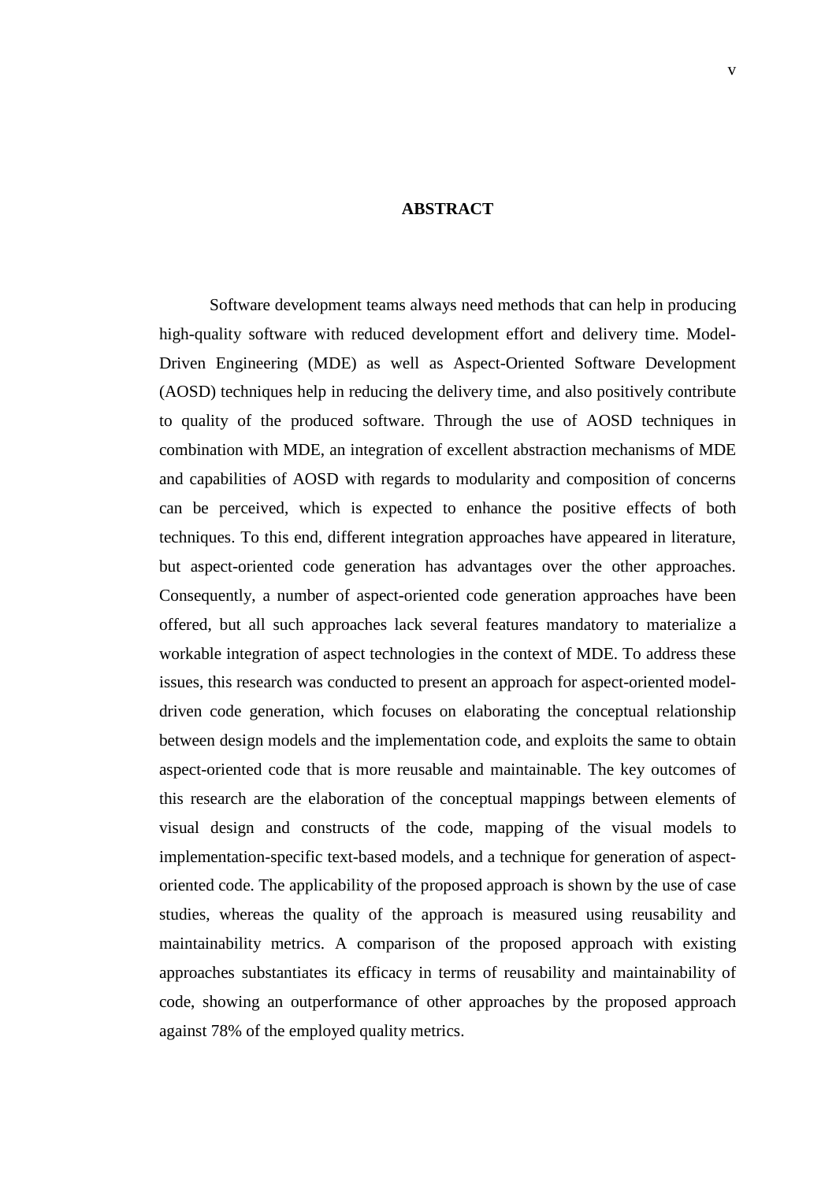# ABSTRACT

Software development teams always need methods that can help in producing high-quality software with reduced development effort and delivery time. Model-Driven Engineering (MDE) as well as Aspect-Oriented Software Development (AOSD) techniques help in reducing the delivery time, and also positively contribute to quality of the produced software. Through the use of AOSD techniques in combination with MDE, an integration of excellent abstraction mechanisms of MDE and capabilities of AOSD with regards to modularity and composition of concerns can be perceived, which is expected to enhance the positive effects of both techniques. To this end, different integration approaches have appeared in literature, but aspect-oriented code generation has advantages over the other approaches. Consequently, a number of aspect-oriented code generation approaches have been offered, but all such approaches lack several features mandatory to materialize a workable integration of aspect technologies in the context of MDE. To address these issues, this research was conducted to present an approach for aspect-oriented model-driven code generation, which focuses on elaborating the conceptual relationship between design models and the implementation code, and exploits the same to obtain aspect-oriented code that is more reusable and maintainable. The key outcomes of this research are the elaboration of the conceptual mappings between elements of visual design and constructs of the code, mapping of the visual models to implementation-specific text-based models, and a technique for generation of aspect-oriented code. The applicability of the proposed approach is shown by the use of case studies, whereas the quality of the approach is measured using reusability and maintainability metrics. A comparison of the proposed approach with existing approaches substantiates its efficacy in terms of reusability and maintainability of code, showing an outperformance of other approaches by the proposed approach against 78% of the employed quality metrics.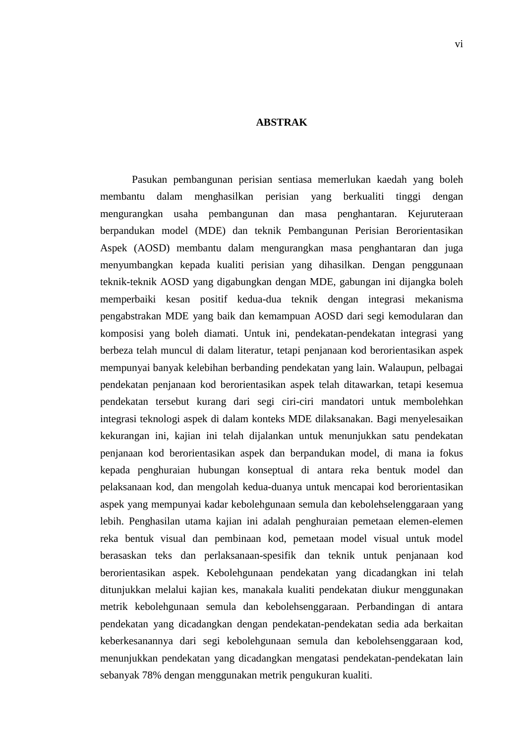# ABSTRAK

Pasukan pembangunan perisian sentiasa memerlukan kaedah yang boleh membantu dalam menghasilkan perisian yang berkualiti tinggi dengan mengurangkan usaha pembangunan dan masa penghantaran. Kejuruteraan berpandukan model (MDE) dan teknik Pembangunan Perisian Berorientasikan Aspek (AOSD) membantu dalam mengurangkan masa penghantaran dan juga menyumbangkan kepada kualiti perisian yang dihasilkan. Dengan penggunaan teknik-teknik AOSD yang digabungkan dengan MDE, gabungan ini dijangka boleh memperbaiki kesan positif kedua-dua teknik dengan integrasi mekanisma pengabstrakan MDE yang baik dan kemampuan AOSD dari segi kemodularan dan komposisi yang boleh diamati. Untuk ini, pendekatan-pendekatan integrasi yang berbeza telah muncul di dalam literatur, tetapi penjanaan kod berorientasikan aspek mempunyai banyak kelebihan berbanding pendekatan yang lain. Walaupun, pelbagai pendekatan penjanaan kod berorientasikan aspek telah ditawarkan, tetapi kesemua pendekatan tersebut kurang dari segi ciri-ciri mandatori untuk membolehkan integrasi teknologi aspek di dalam konteks MDE dilaksanakan. Bagi menyelesaikan kekurangan ini, kajian ini telah dijalankan untuk menunjukkan satu pendekatan penjanaan kod berorientasikan aspek dan berpandukan model, di mana ia fokus kepada penghuraian hubungan konseptual di antara reka bentuk model dan pelaksanaan kod, dan mengolah kedua-duanya untuk mencapai kod berorientasikan aspek yang mempunyai kadar kebolehgunaan semula dan kebolehselenggaraan yang lebih. Penghasilan utama kajian ini adalah penghuraian pemetaan elemen-elemen reka bentuk visual dan pembinaan kod, pemetaan model visual untuk model berasaskan teks dan perlaksanaan-spesifik dan teknik untuk penjanaan kod berorientasikan aspek. Kebolehgunaan pendekatan yang dicadangkan ini telah ditunjukkan melalui kajian kes, manakala kualiti pendekatan diukur menggunakan metrik kebolehgunaan semula dan kebolehsenggaraan. Perbandingan di antara pendekatan yang dicadangkan dengan pendekatan-pendekatan sedia ada berkaitan keberkesanannya dari segi kebolehgunaan semula dan kebolehsenggaraan kod, menunjukkan pendekatan yang dicadangkan mengatasi pendekatan-pendekatan lain sebanyak 78% dengan menggunakan metrik pengukuran kualiti.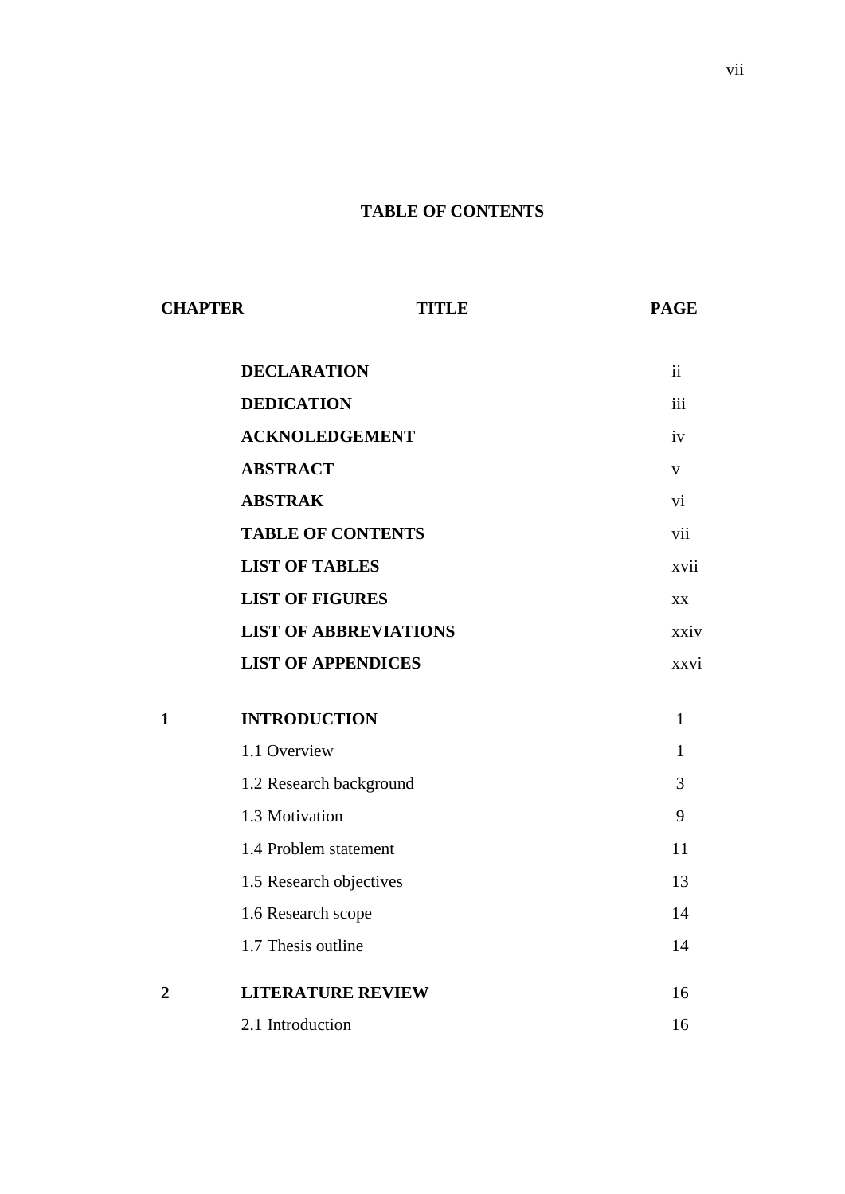## TABLE OF CONTENTS

| CHAPTER | TITLE | PAGE |
|---|---|---|
| | **DECLARATION** | ii |
| | **DEDICATION** | iii |
| | **ACKNOLEDGEMENT** | iv |
| | **ABSTRACT** | v |
| | **ABSTRAK** | vi |
| | **TABLE OF CONTENTS** | vii |
| | **LIST OF TABLES** | xvii |
| | **LIST OF FIGURES** | xx |
| | **LIST OF ABBREVIATIONS** | xxiv |
| | **LIST OF APPENDICES** | xxvi |
| **1** | **INTRODUCTION** | 1 |
| | 1.1 Overview | 1 |
| | 1.2 Research background | 3 |
| | 1.3 Motivation | 9 |
| | 1.4 Problem statement | 11 |
| | 1.5 Research objectives | 13 |
| | 1.6 Research scope | 14 |
| | 1.7 Thesis outline | 14 |
| **2** | **LITERATURE REVIEW** | 16 |
| | 2.1 Introduction | 16 |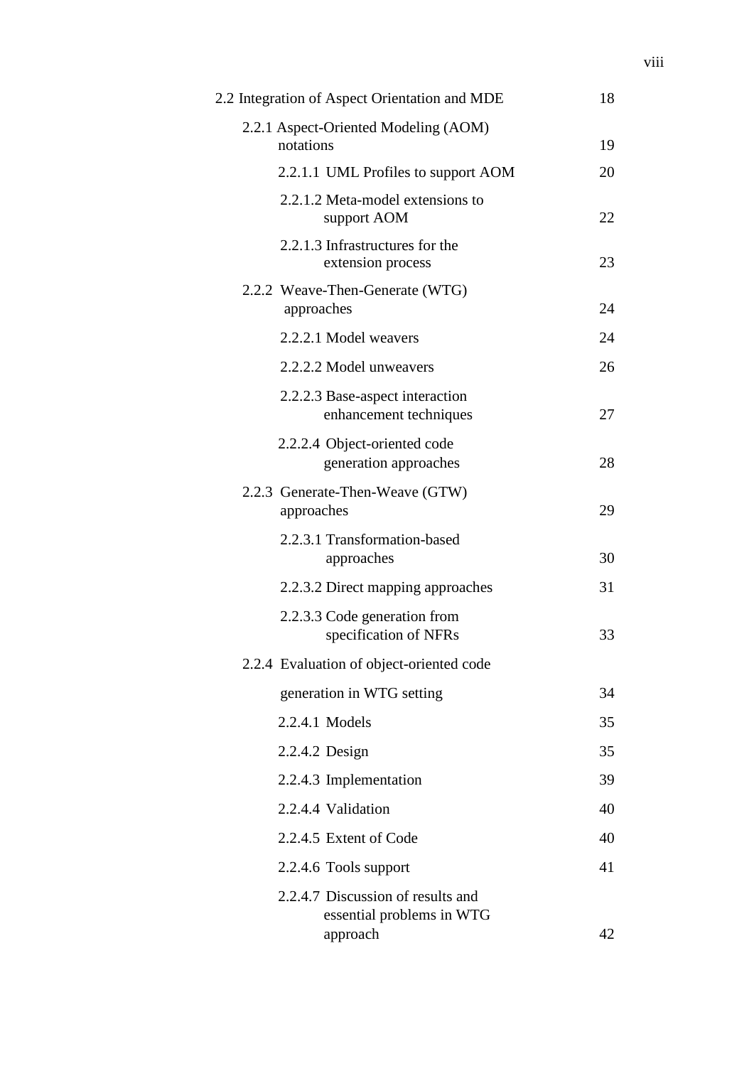| | |
|---|---|
| 2.2 Integration of Aspect Orientation and MDE | 18 |
| 2.2.1 Aspect-Oriented Modeling (AOM) notations | 19 |
| 2.2.1.1 UML Profiles to support AOM | 20 |
| 2.2.1.2 Meta-model extensions to support AOM | 22 |
| 2.2.1.3 Infrastructures for the extension process | 23 |
| 2.2.2 Weave-Then-Generate (WTG) approaches | 24 |
| 2.2.2.1 Model weavers | 24 |
| 2.2.2.2 Model unweavers | 26 |
| 2.2.2.3 Base-aspect interaction enhancement techniques | 27 |
| 2.2.2.4 Object-oriented code generation approaches | 28 |
| 2.2.3 Generate-Then-Weave (GTW) approaches | 29 |
| 2.2.3.1 Transformation-based approaches | 30 |
| 2.2.3.2 Direct mapping approaches | 31 |
| 2.2.3.3 Code generation from specification of NFRs | 33 |
| 2.2.4 Evaluation of object-oriented code generation in WTG setting | 34 |
| 2.2.4.1 Models | 35 |
| 2.2.4.2 Design | 35 |
| 2.2.4.3 Implementation | 39 |
| 2.2.4.4 Validation | 40 |
| 2.2.4.5 Extent of Code | 40 |
| 2.2.4.6 Tools support | 41 |
| 2.2.4.7 Discussion of results and essential problems in WTG approach | 42 |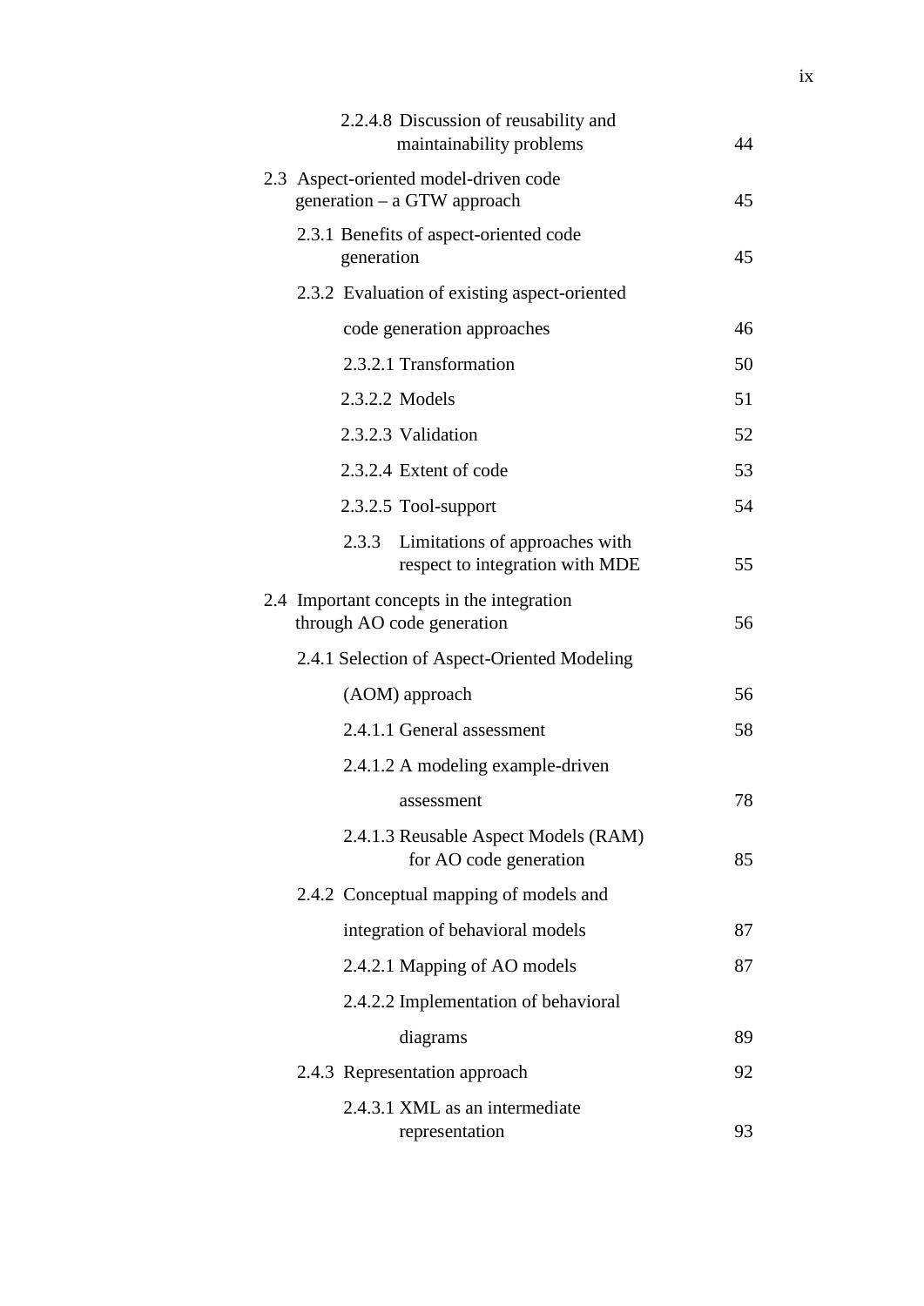| | |
|---|---|
| 2.2.4.8 Discussion of reusability and maintainability problems | 44 |
| 2.3 Aspect-oriented model-driven code generation – a GTW approach | 45 |
| 2.3.1 Benefits of aspect-oriented code generation | 45 |
| 2.3.2 Evaluation of existing aspect-oriented code generation approaches | 46 |
| 2.3.2.1 Transformation | 50 |
| 2.3.2.2 Models | 51 |
| 2.3.2.3 Validation | 52 |
| 2.3.2.4 Extent of code | 53 |
| 2.3.2.5 Tool-support | 54 |
| 2.3.3 Limitations of approaches with respect to integration with MDE | 55 |
| 2.4 Important concepts in the integration through AO code generation | 56 |
| 2.4.1 Selection of Aspect-Oriented Modeling (AOM) approach | 56 |
| 2.4.1.1 General assessment | 58 |
| 2.4.1.2 A modeling example-driven assessment | 78 |
| 2.4.1.3 Reusable Aspect Models (RAM) for AO code generation | 85 |
| 2.4.2 Conceptual mapping of models and integration of behavioral models | 87 |
| 2.4.2.1 Mapping of AO models | 87 |
| 2.4.2.2 Implementation of behavioral diagrams | 89 |
| 2.4.3 Representation approach | 92 |
| 2.4.3.1 XML as an intermediate representation | 93 |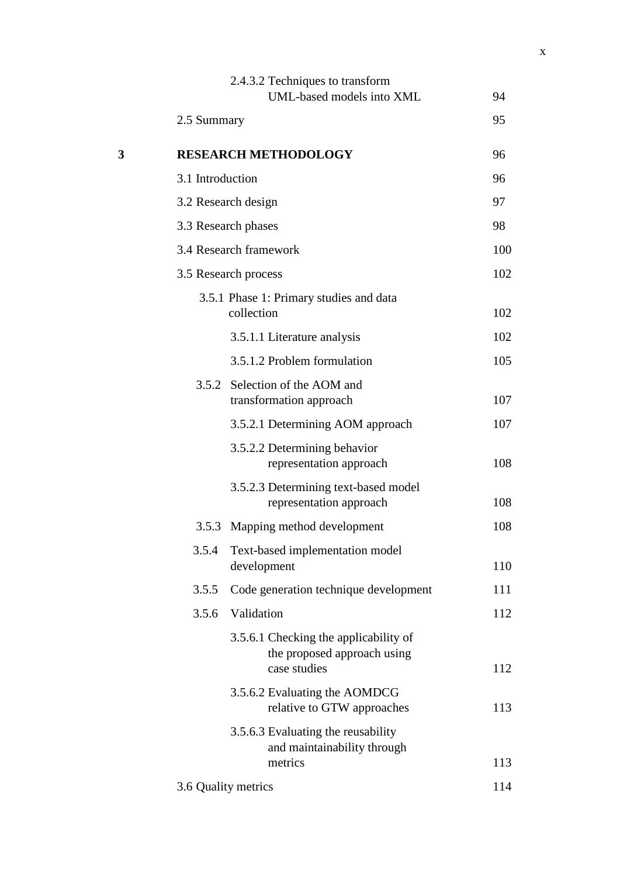| | | |
|---|---|---|
| | 2.4.3.2 Techniques to transform UML-based models into XML | 94 |
| | 2.5 Summary | 95 |
| **3** | **RESEARCH METHODOLOGY** | 96 |
| | 3.1 Introduction | 96 |
| | 3.2 Research design | 97 |
| | 3.3 Research phases | 98 |
| | 3.4 Research framework | 100 |
| | 3.5 Research process | 102 |
| | 3.5.1 Phase 1: Primary studies and data collection | 102 |
| | 3.5.1.1 Literature analysis | 102 |
| | 3.5.1.2 Problem formulation | 105 |
| | 3.5.2 Selection of the AOM and transformation approach | 107 |
| | 3.5.2.1 Determining AOM approach | 107 |
| | 3.5.2.2 Determining behavior representation approach | 108 |
| | 3.5.2.3 Determining text-based model representation approach | 108 |
| | 3.5.3 Mapping method development | 108 |
| | 3.5.4 Text-based implementation model development | 110 |
| | 3.5.5 Code generation technique development | 111 |
| | 3.5.6 Validation | 112 |
| | 3.5.6.1 Checking the applicability of the proposed approach using case studies | 112 |
| | 3.5.6.2 Evaluating the AOMDCG relative to GTW approaches | 113 |
| | 3.5.6.3 Evaluating the reusability and maintainability through metrics | 113 |
| | 3.6 Quality metrics | 114 |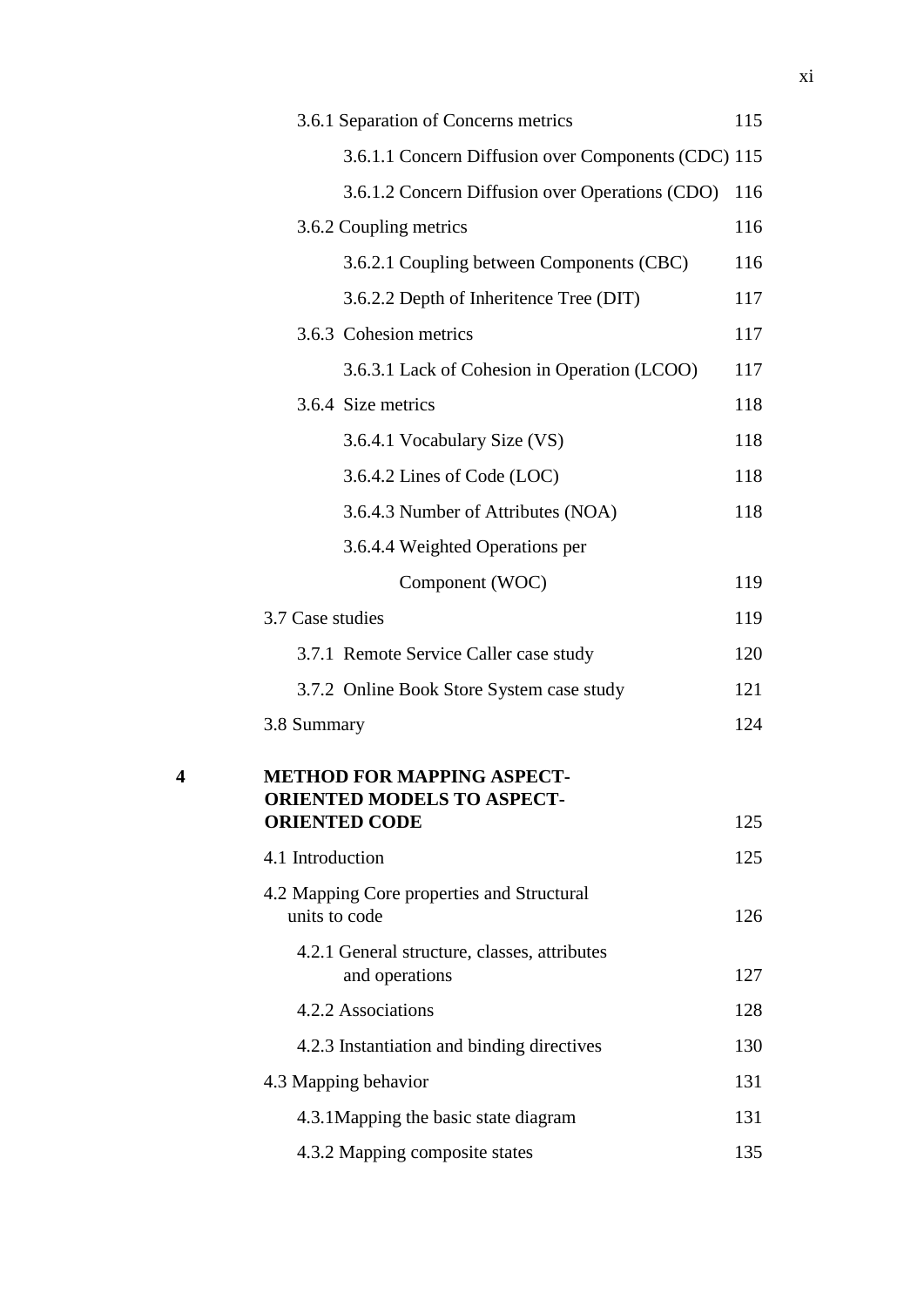| | | |
|---|---|---|
| | 3.6.1 Separation of Concerns metrics | 115 |
| | 3.6.1.1 Concern Diffusion over Components (CDC) | 115 |
| | 3.6.1.2 Concern Diffusion over Operations (CDO) | 116 |
| | 3.6.2 Coupling metrics | 116 |
| | 3.6.2.1 Coupling between Components (CBC) | 116 |
| | 3.6.2.2 Depth of Inheritence Tree (DIT) | 117 |
| | 3.6.3 Cohesion metrics | 117 |
| | 3.6.3.1 Lack of Cohesion in Operation (LCOO) | 117 |
| | 3.6.4 Size metrics | 118 |
| | 3.6.4.1 Vocabulary Size (VS) | 118 |
| | 3.6.4.2 Lines of Code (LOC) | 118 |
| | 3.6.4.3 Number of Attributes (NOA) | 118 |
| | 3.6.4.4 Weighted Operations per Component (WOC) | 119 |
| | 3.7 Case studies | 119 |
| | 3.7.1 Remote Service Caller case study | 120 |
| | 3.7.2 Online Book Store System case study | 121 |
| | 3.8 Summary | 124 |
| **4** | **METHOD FOR MAPPING ASPECT-ORIENTED MODELS TO ASPECT-ORIENTED CODE** | 125 |
| | 4.1 Introduction | 125 |
| | 4.2 Mapping Core properties and Structural units to code | 126 |
| | 4.2.1 General structure, classes, attributes and operations | 127 |
| | 4.2.2 Associations | 128 |
| | 4.2.3 Instantiation and binding directives | 130 |
| | 4.3 Mapping behavior | 131 |
| | 4.3.1Mapping the basic state diagram | 131 |
| | 4.3.2 Mapping composite states | 135 |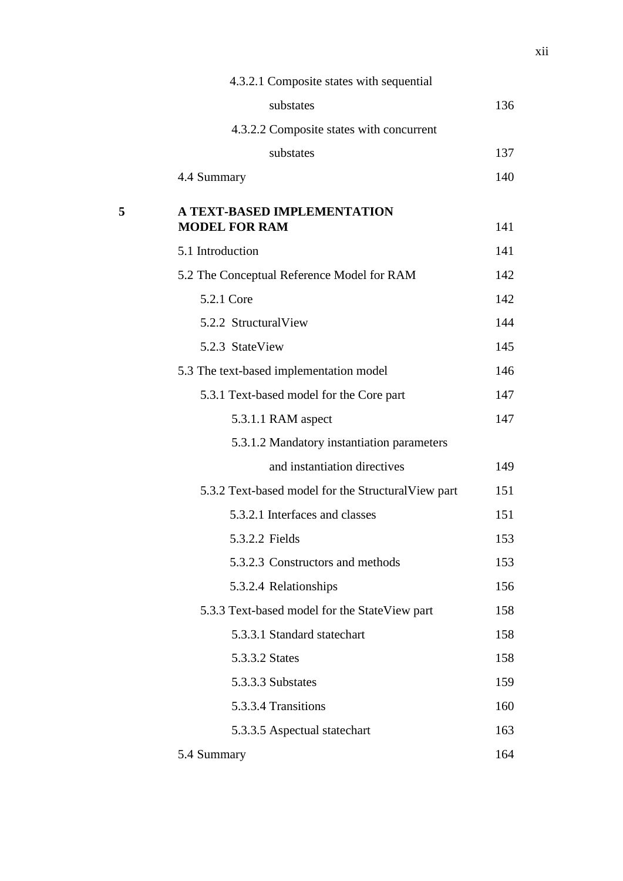| | | |
|---|---|---|
| | 4.3.2.1 Composite states with sequential substates | 136 |
| | 4.3.2.2 Composite states with concurrent substates | 137 |
| | 4.4 Summary | 140 |
| **5** | **A TEXT-BASED IMPLEMENTATION MODEL FOR RAM** | 141 |
| | 5.1 Introduction | 141 |
| | 5.2 The Conceptual Reference Model for RAM | 142 |
| | 5.2.1 Core | 142 |
| | 5.2.2 StructuralView | 144 |
| | 5.2.3 StateView | 145 |
| | 5.3 The text-based implementation model | 146 |
| | 5.3.1 Text-based model for the Core part | 147 |
| | 5.3.1.1 RAM aspect | 147 |
| | 5.3.1.2 Mandatory instantiation parameters and instantiation directives | 149 |
| | 5.3.2 Text-based model for the StructuralView part | 151 |
| | 5.3.2.1 Interfaces and classes | 151 |
| | 5.3.2.2 Fields | 153 |
| | 5.3.2.3 Constructors and methods | 153 |
| | 5.3.2.4 Relationships | 156 |
| | 5.3.3 Text-based model for the StateView part | 158 |
| | 5.3.3.1 Standard statechart | 158 |
| | 5.3.3.2 States | 158 |
| | 5.3.3.3 Substates | 159 |
| | 5.3.3.4 Transitions | 160 |
| | 5.3.3.5 Aspectual statechart | 163 |
| | 5.4 Summary | 164 |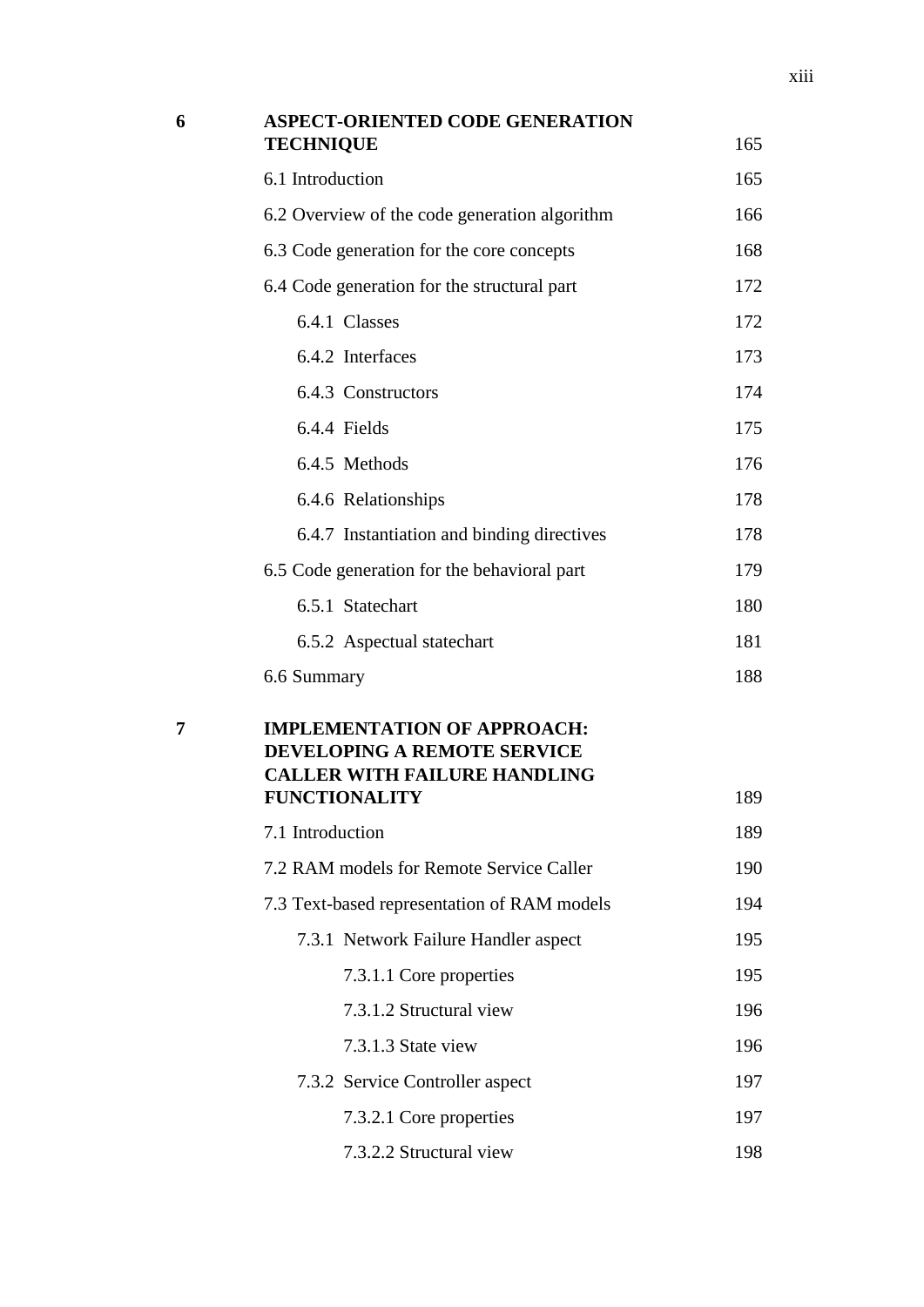| | | |
|---|---|---|
| **6** | **ASPECT-ORIENTED CODE GENERATION TECHNIQUE** | 165 |
| | 6.1 Introduction | 165 |
| | 6.2 Overview of the code generation algorithm | 166 |
| | 6.3 Code generation for the core concepts | 168 |
| | 6.4 Code generation for the structural part | 172 |
| | 6.4.1 Classes | 172 |
| | 6.4.2 Interfaces | 173 |
| | 6.4.3 Constructors | 174 |
| | 6.4.4 Fields | 175 |
| | 6.4.5 Methods | 176 |
| | 6.4.6 Relationships | 178 |
| | 6.4.7 Instantiation and binding directives | 178 |
| | 6.5 Code generation for the behavioral part | 179 |
| | 6.5.1 Statechart | 180 |
| | 6.5.2 Aspectual statechart | 181 |
| | 6.6 Summary | 188 |
| **7** | **IMPLEMENTATION OF APPROACH: DEVELOPING A REMOTE SERVICE CALLER WITH FAILURE HANDLING FUNCTIONALITY** | 189 |
| | 7.1 Introduction | 189 |
| | 7.2 RAM models for Remote Service Caller | 190 |
| | 7.3 Text-based representation of RAM models | 194 |
| | 7.3.1 Network Failure Handler aspect | 195 |
| | 7.3.1.1 Core properties | 195 |
| | 7.3.1.2 Structural view | 196 |
| | 7.3.1.3 State view | 196 |
| | 7.3.2 Service Controller aspect | 197 |
| | 7.3.2.1 Core properties | 197 |
| | 7.3.2.2 Structural view | 198 |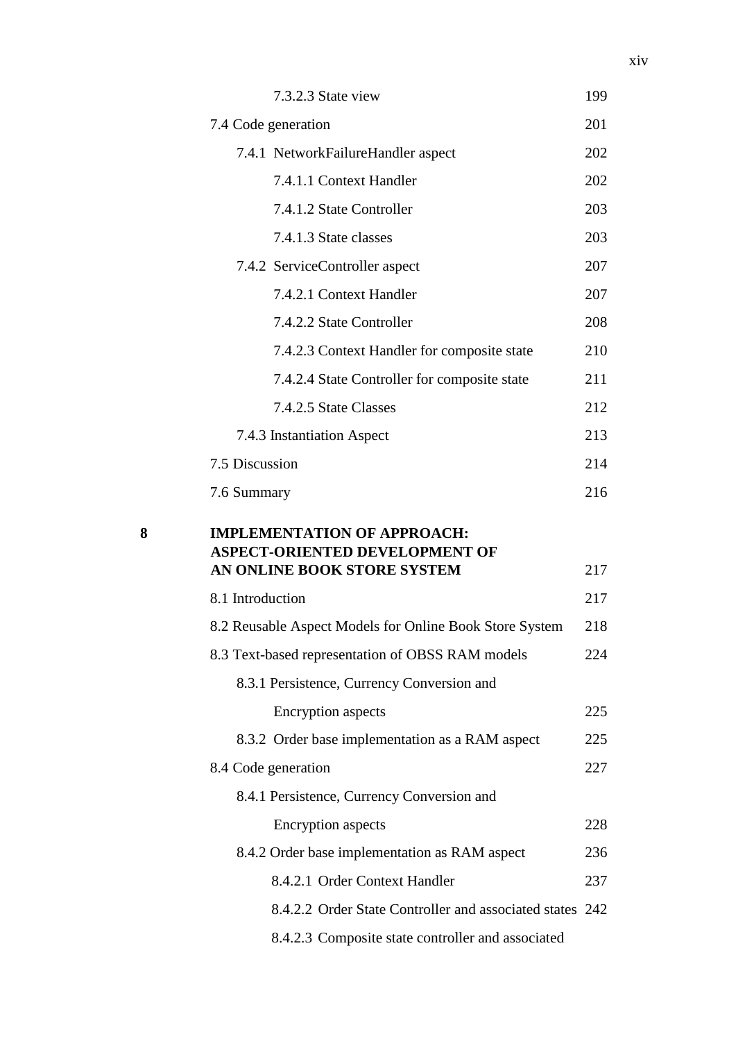| | | |
|---|---|---|
| | 7.3.2.3 State view | 199 |
| | 7.4 Code generation | 201 |
| | 7.4.1 NetworkFailureHandler aspect | 202 |
| | 7.4.1.1 Context Handler | 202 |
| | 7.4.1.2 State Controller | 203 |
| | 7.4.1.3 State classes | 203 |
| | 7.4.2 ServiceController aspect | 207 |
| | 7.4.2.1 Context Handler | 207 |
| | 7.4.2.2 State Controller | 208 |
| | 7.4.2.3 Context Handler for composite state | 210 |
| | 7.4.2.4 State Controller for composite state | 211 |
| | 7.4.2.5 State Classes | 212 |
| | 7.4.3 Instantiation Aspect | 213 |
| | 7.5 Discussion | 214 |
| | 7.6 Summary | 216 |
| **8** | **IMPLEMENTATION OF APPROACH: ASPECT-ORIENTED DEVELOPMENT OF AN ONLINE BOOK STORE SYSTEM** | 217 |
| | 8.1 Introduction | 217 |
| | 8.2 Reusable Aspect Models for Online Book Store System | 218 |
| | 8.3 Text-based representation of OBSS RAM models | 224 |
| | 8.3.1 Persistence, Currency Conversion and Encryption aspects | 225 |
| | 8.3.2 Order base implementation as a RAM aspect | 225 |
| | 8.4 Code generation | 227 |
| | 8.4.1 Persistence, Currency Conversion and Encryption aspects | 228 |
| | 8.4.2 Order base implementation as RAM aspect | 236 |
| | 8.4.2.1 Order Context Handler | 237 |
| | 8.4.2.2 Order State Controller and associated states | 242 |
| | 8.4.2.3 Composite state controller and associated | |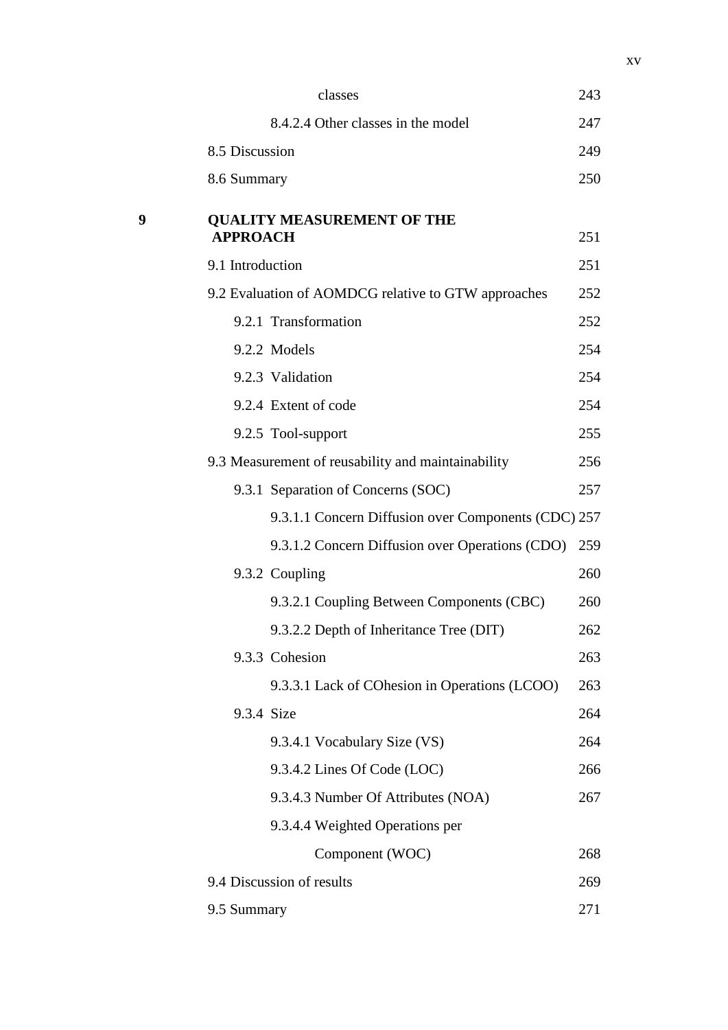| | | |
|---|---|---|
| | classes | 243 |
| | 8.4.2.4 Other classes in the model | 247 |
| | 8.5 Discussion | 249 |
| | 8.6 Summary | 250 |
| **9** | **QUALITY MEASUREMENT OF THE APPROACH** | 251 |
| | 9.1 Introduction | 251 |
| | 9.2 Evaluation of AOMDCG relative to GTW approaches | 252 |
| | 9.2.1 Transformation | 252 |
| | 9.2.2 Models | 254 |
| | 9.2.3 Validation | 254 |
| | 9.2.4 Extent of code | 254 |
| | 9.2.5 Tool-support | 255 |
| | 9.3 Measurement of reusability and maintainability | 256 |
| | 9.3.1 Separation of Concerns (SOC) | 257 |
| | 9.3.1.1 Concern Diffusion over Components (CDC) | 257 |
| | 9.3.1.2 Concern Diffusion over Operations (CDO) | 259 |
| | 9.3.2 Coupling | 260 |
| | 9.3.2.1 Coupling Between Components (CBC) | 260 |
| | 9.3.2.2 Depth of Inheritance Tree (DIT) | 262 |
| | 9.3.3 Cohesion | 263 |
| | 9.3.3.1 Lack of COhesion in Operations (LCOO) | 263 |
| | 9.3.4 Size | 264 |
| | 9.3.4.1 Vocabulary Size (VS) | 264 |
| | 9.3.4.2 Lines Of Code (LOC) | 266 |
| | 9.3.4.3 Number Of Attributes (NOA) | 267 |
| | 9.3.4.4 Weighted Operations per Component (WOC) | 268 |
| | 9.4 Discussion of results | 269 |
| | 9.5 Summary | 271 |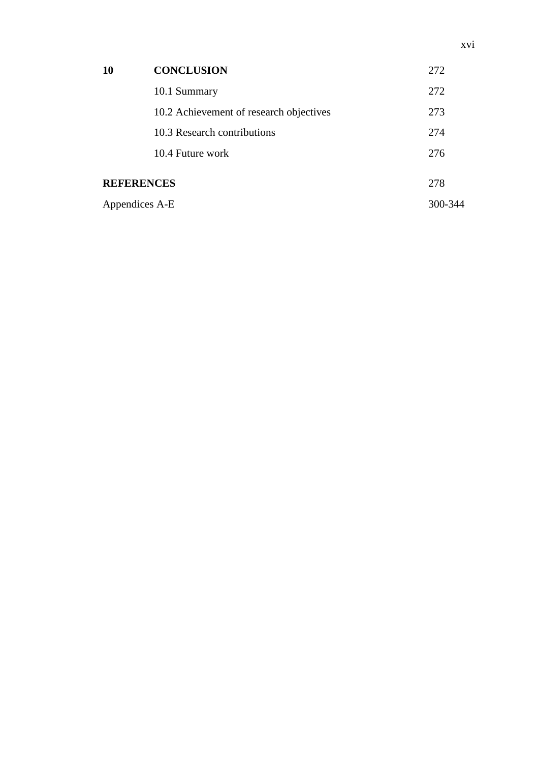| | | |
|---|---|---|
| **10** | **CONCLUSION** | 272 |
| | 10.1 Summary | 272 |
| | 10.2 Achievement of research objectives | 273 |
| | 10.3 Research contributions | 274 |
| | 10.4 Future work | 276 |
| **REFERENCES** | | 278 |
| Appendices A-E | | 300-344 |